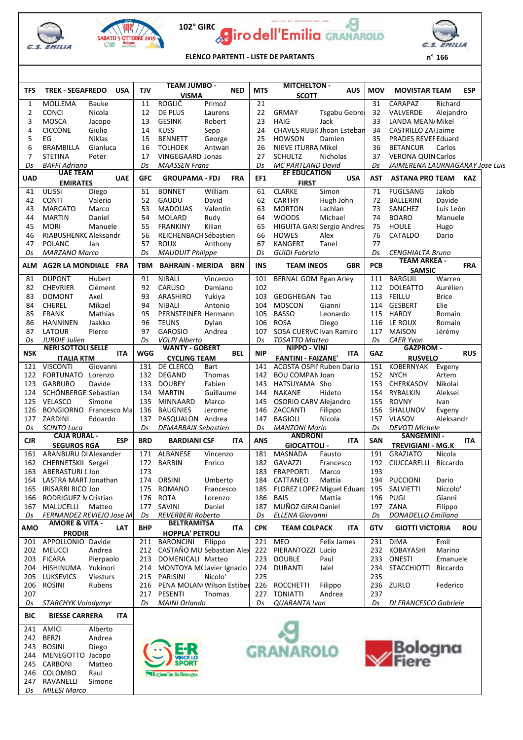# 102° GIRO dell'Emilia GRANAROLO

SABATO 5 OTTOBRE 2019

**ELENCO PARTENTI - LISTE DE PARTANTS**

n° 166

| TFS | TREK - SEGAFREDO | USA | TJV | TEAM JUMBO - VISMA | NED | MTS | MITCHELTON - SCOTT | AUS | MOV | MOVISTAR TEAM | ESP |
|---|---|---|---|---|---|---|---|---|---|---|---|
| 1 | MOLLEMA | Bauke | 11 | ROGLIČ | Primož | 21 | | | 31 | CARAPAZ | Richard |
| 2 | CONCI | Nicola | 12 | DE PLUS | Laurens | 22 | GRMAY | Tsgabu Gebre | 32 | VALVERDE | Alejandro |
| 3 | MOSCA | Jacopo | 13 | GESINK | Robert | 23 | HAIG | Jack | 33 | LANDA MEAN | Mikel |
| 4 | CICCONE | Giulio | 14 | KUSS | Sepp | 24 | CHAVES RUBI | Jhoan Esteban | 34 | CASTRILLO ZA | Jaime |
| 5 | EG | Niklas | 15 | BENNETT | George | 25 | HOWSON | Damien | 35 | PRADES REVE | Eduard |
| 6 | BRAMBILLA | Gianluca | 16 | TOLHOEK | Antwan | 26 | NIEVE ITURRA | Mikel | 36 | BETANCUR | Carlos |
| 7 | STETINA | Peter | 17 | VINGEGAARD | Jonas | 27 | SCHULTZ | Nicholas | 37 | VERONA QUIN | Carlos |
| Ds | *BAFFI Adriano* | | Ds | *MAASSEN Frans* | | Ds | *MC PARTLAND David* | | Ds | *JAIMERENA LAURNAGARAY Jose Luis* | |
| **UAD** | **UAE TEAM EMIRATES** | **UAE** | **GFC** | **GROUPAMA - FDJ** | **FRA** | **EF1** | **EF EDUCATION FIRST** | **USA** | **AST** | **ASTANA PRO TEAM** | **KAZ** |
| 41 | ULISSI | Diego | 51 | BONNET | William | 61 | CLARKE | Simon | 71 | FUGLSANG | Jakob |
| 42 | CONTI | Valerio | 52 | GAUDU | David | 62 | CARTHY | Hugh John | 72 | BALLERINI | Davide |
| 43 | MARCATO | Marco | 53 | MADOUAS | Valentin | 63 | MORTON | Lachlan | 73 | SANCHEZ | Luis León |
| 44 | MARTIN | Daniel | 54 | MOLARD | Rudy | 64 | WOODS | Michael | 74 | BOARO | Manuele |
| 45 | MORI | Manuele | 55 | FRANKINY | Kilian | 65 | HIGUITA GAR | Sergio Andres | 75 | HOULE | Hugo |
| 46 | RIABUSHENKO | Aleksandr | 56 | REICHENBACH | Sébastien | 66 | HOWES | Alex | 76 | CATALDO | Dario |
| 47 | POLANC | Jan | 57 | ROUX | Anthony | 67 | KANGERT | Tanel | 77 | | |
| Ds | *MARZANO Marco* | | Ds | *MAUDUIT Philippe* | | Ds | *GUIDI Fabrizio* | | Ds | *CENGHIALTA Bruno* | |
| **ALM** | **AG2R LA MONDIALE** | **FRA** | **TBM** | **BAHRAIN - MERIDA** | **BRN** | **INS** | **TEAM INEOS** | **GBR** | **PCB** | **TEAM ARKEA - SAMSIC** | **FRA** |
| 81 | DUPONT | Hubert | 91 | NIBALI | Vincenzo | 101 | BERNAL GOM | Egan Arley | 111 | BARGUIL | Warren |
| 82 | CHEVRIER | Clément | 92 | CARUSO | Damiano | 102 | | | 112 | DOLEATTO | Aurélien |
| 83 | DOMONT | Axel | 93 | ARASHIRO | Yukiya | 103 | GEOGHEGAN | Tao | 113 | FEILLU | Brice |
| 84 | CHEREL | Mikael | 94 | NIBALI | Antonio | 104 | MOSCON | Gianni | 114 | GESBERT | Elie |
| 85 | FRANK | Mathias | 95 | PERNSTEINER | Hermann | 105 | BASSO | Leonardo | 115 | HARDY | Romain |
| 86 | HANNINEN | Jaakko | 96 | TEUNS | Dylan | 106 | ROSA | Diego | 116 | LE ROUX | Romain |
| 87 | LATOUR | Pierre | 97 | GAROSIO | Andrea | 107 | SOSA CUERVO | Ivan Ramiro | 117 | MAISON | Jérémy |
| Ds | *JURDIE Julien* | | Ds | *VOLPI Alberto* | | Ds | *TOSATTO Matteo* | | Ds | *CAER Yvon* | |
| **NSK** | **NERI SOTTOLI SELLE ITALIA KTM** | **ITA** | **WGG** | **WANTY - GOBERT CYCLING TEAM** | **BEL** | **NIP** | **NIPPO - VINI FANTINI - FAIZANE'** | **ITA** | **GAZ** | **GAZPROM - RUSVELO** | **RUS** |
| 121 | VISCONTI | Giovanni | 131 | DE CLERCQ | Bart | 141 | ACOSTA OSPI | Ruben Dario | 151 | KOBERNYAK | Evgeny |
| 122 | FORTUNATO | Lorenzo | 132 | DEGAND | Thomas | 142 | BOU COMPAN | Joan | 152 | NYCH | Artem |
| 123 | GABBURO | Davide | 133 | DOUBEY | Fabien | 143 | HATSUYAMA | Sho | 153 | CHERKASOV | Nikolai |
| 124 | SCHÖNBERGE | Sebastian | 134 | MARTIN | Guillaume | 144 | NAKANE | Hideto | 154 | RYBALKIN | Aleksei |
| 125 | VELASCO | Simone | 135 | MINNAARD | Marco | 145 | OSORIO CARV | Alejandro | 155 | ROVNY | Ivan |
| 126 | BONGIORNO | Francesco Ma | 136 | BAUGNIES | Jerome | 146 | ZACCANTI | Filippo | 156 | SHALUNOV | Evgeny |
| 127 | ZARDINI | Edoardo | 137 | PASQUALON | Andrea | 147 | BAGIOLI | Nicola | 157 | VLASOV | Aleksandr |
| Ds | *SCINTO Luca* | | Ds | *DEMARBAIX Sebastien* | | Ds | *MANZONI Mario* | | Ds | *DEVOTI Michele* | |
| **CJR** | **CAJA RURAL - SEGUROS RGA** | **ESP** | **BRD** | **BARDIANI CSF** | **ITA** | **ANS** | **ANDRONI GIOCATTOLI -** | **ITA** | **SAN** | **SANGEMINI - TREVIGIANI - MG.K** | **ITA** |
| 161 | ARANBURU D | Alexander | 171 | ALBANESE | Vincenzo | 181 | MASNADA | Fausto | 191 | GRAZIATO | Nicola |
| 162 | CHERNETSKII | Sergei | 172 | BARBIN | Enrico | 182 | GAVAZZI | Francesco | 192 | CIUCCARELLI | Riccardo |
| 163 | ABERASTURI I | Jon | 173 | | | 183 | FRAPPORTI | Marco | 193 | | |
| 164 | LASTRA MART | Jonathan | 174 | ORSINI | Umberto | 184 | CATTANEO | Mattia | 194 | PUCCIONI | Dario |
| 165 | IRISARRI RICO | Jon | 175 | ROMANO | Francesco | 185 | FLOREZ LOPEZ | Miguel Eduard | 195 | SALVIETTI | Niccolo' |
| 166 | RODRIGUEZ M | Cristian | 176 | ROTA | Lorenzo | 186 | BAIS | Mattia | 196 | PUGI | Gianni |
| 167 | MALUCELLI | Matteo | 177 | SAVINI | Daniel | 187 | MUÑOZ GIRAI | Daniel | 197 | ZANA | Filippo |
| Ds | *FERNANDEZ REVIEJO Jose M* | | Ds | *REVERBERI Roberto* | | Ds | *ELLENA Giovanni* | | Ds | *DONADELLO Emiliano* | |
| **AMO** | **AMORE & VITA - PRODIR** | **LAT** | **BHP** | **BELTRAMITSA HOPPLA' PETROLI** | **ITA** | **CPK** | **TEAM COLPACK** | **ITA** | **GTV** | **GIOTTI VICTORIA** | **ROU** |
| 201 | APPOLLONIO | Davide | 211 | BARONCINI | Filippo | 221 | MEO | Felix James | 231 | DIMA | Emil |
| 202 | MEUCCI | Andrea | 212 | CASTAÑO MU | Sebastian Alex | 222 | PIERANTOZZI | Lucio | 232 | KOBAYASHI | Marino |
| 203 | FICARA | Pierpaolo | 213 | DOMENICALI | Matteo | 223 | DOUBLE | Paul | 233 | ONESTI | Emanuele |
| 204 | HISHINUMA | Yukinori | 214 | MONTOYA M | Javier Ignacio | 224 | DURANTI | Jalel | 234 | STACCHIOTTI | Riccardo |
| 205 | LUKSEVICS | Viesturs | 215 | PARISINI | Nicolo' | 225 | | | 235 | | |
| 206 | ROSINI | Rubens | 216 | PENA MOLAN | Wilson Estiber | 226 | ROCCHETTI | Filippo | 236 | ZURLO | Federico |
| 207 | | | 217 | PESENTI | Thomas | 227 | TONIATTI | Andrea | 237 | | |
| Ds | *STARCHYK Volodymyr* | | Ds | *MAINI Orlando* | | Ds | *QUARANTA Ivan* | | Ds | *DI FRANCESCO Gabriele* | |
| **BIC** | **BIESSE CARRERA** | **ITA** | | | | | | | | | |
| 241 | AMICI | Alberto | | | | | | | | | |
| 242 | BERZI | Andrea | | | | | | | | | |
| 243 | BOSINI | Diego | | | | | | | | | |
| 244 | MENEGOTTO | Jacopo | | | | | | | | | |
| 245 | CARBONI | Matteo | | | | | | | | | |
| 246 | COLOMBO | Raul | | | | | | | | | |
| 247 | RAVANELLI | Simone | | | | | | | | | |
| Ds | *MILESI Marco* | | | | | | | | | | |